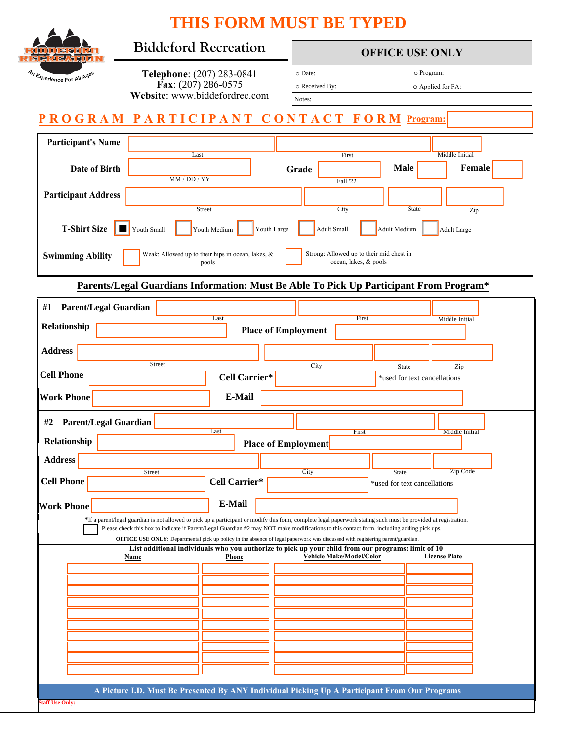# THIS FORM MUST BE TYPED

BIDDEFORD RECREATION
An Experience For All Ages

## Biddeford Recreation

**Telephone**: (207) 283-0841
**Fax**: (207) 286-0575
**Website**: www.biddefordrec.com

| OFFICE USE ONLY | |
|---|---|
| ○ Date: | ○ Program: |
| ○ Received By: | ○ Applied for FA: |
| Notes: | |

## PROGRAM PARTICIPANT CONTACT FORM

**Program:**

**Participant's Name** ______ Last ______ First ______ Middle Initial

**Date of Birth** ______ MM / DD / YY **Grade** ______ Fall '22 **Male** ☐ **Female** ☐

**Participant Address** ______ Street ______ City ______ State ______ Zip

**T-Shirt Size** ■ Youth Small ☐ Youth Medium ☐ Youth Large ☐ Adult Small ☐ Adult Medium ☐ Adult Large

**Swimming Ability** ☐ Weak: Allowed up to their hips in ocean, lakes, & pools ☐ Strong: Allowed up to their mid chest in ocean, lakes, & pools

### Parents/Legal Guardians Information: Must Be Able To Pick Up Participant From Program*

**#1 Parent/Legal Guardian** ______ Last ______ First ______ Middle Initial

**Relationship** ______ **Place of Employment** ______

**Address** ______ Street ______ City ______ State ______ Zip

**Cell Phone** ______ **Cell Carrier*** ______ *used for text cancellations

**Work Phone** ______ **E-Mail** ______

**#2 Parent/Legal Guardian** ______ Last ______ First ______ Middle Initial

**Relationship** ______ **Place of Employment** ______

**Address** ______ Street ______ City ______ State ______ Zip Code

**Cell Phone** ______ **Cell Carrier*** ______ *used for text cancellations

**Work Phone** ______ **E-Mail** ______

*If a parent/legal guardian is not allowed to pick up a participant or modify this form, complete legal paperwork stating such must be provided at registration.

☐ Please check this box to indicate if Parent/Legal Guardian #2 may NOT make modifications to this contact form, including adding pick ups.

**OFFICE USE ONLY:** Departmental pick up policy in the absence of legal paperwork was discussed with registering parent/guardian.

**List additional individuals who you authorize to pick up your child from our programs: limit of 10**

| Name | Phone | Vehicle Make/Model/Color | License Plate |
|---|---|---|---|
| | | | |
| | | | |
| | | | |
| | | | |
| | | | |
| | | | |
| | | | |
| | | | |
| | | | |
| | | | |

**A Picture I.D. Must Be Presented By ANY Individual Picking Up A Participant From Our Programs**

Staff Use Only: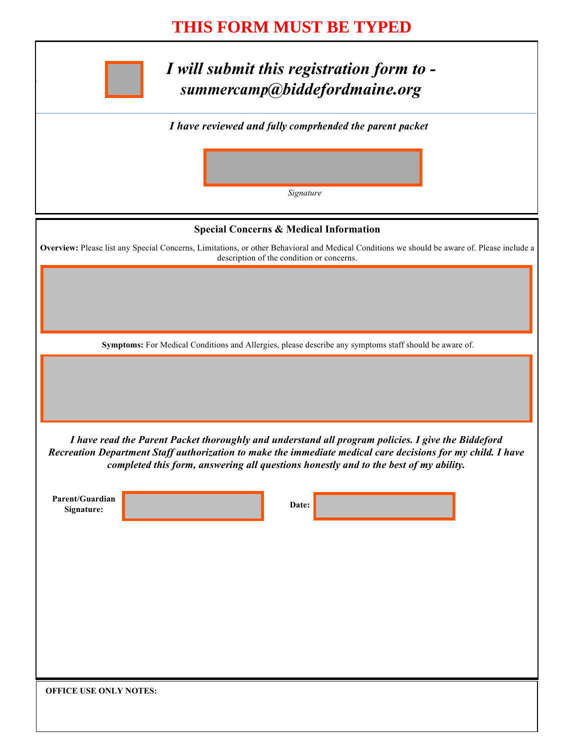**THIS FORM MUST BE TYPED**

☐ ***I will submit this registration form to - summercamp@biddefordmaine.org***

***I have reviewed and fully comprhended the parent packet***

_______________________

*Signature*

### Special Concerns & Medical Information

**Overview:** Please list any Special Concerns, Limitations, or other Behavioral and Medical Conditions we should be aware of. Please include a description of the condition or concerns.

_______________________

**Symptoms:** For Medical Conditions and Allergies, please describe any symptoms staff should be aware of.

_______________________

***I have read the Parent Packet thoroughly and understand all program policies. I give the Biddeford Recreation Department Staff authorization to make the immediate medical care decisions for my child. I have completed this form, answering all questions honestly and to the best of my ability.***

**Parent/Guardian Signature:** _______________________ **Date:** _______________________

**OFFICE USE ONLY NOTES:**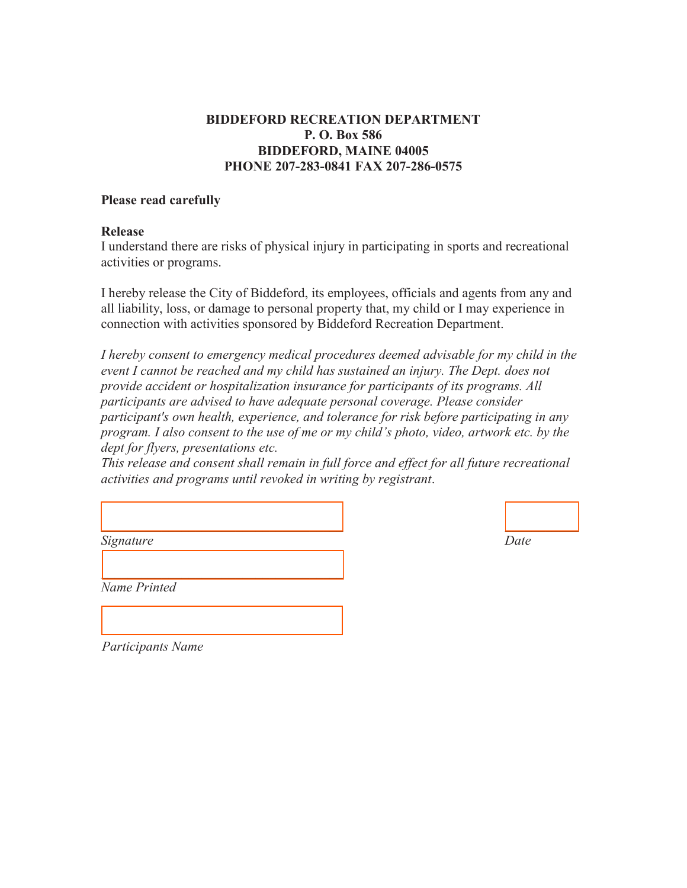**BIDDEFORD RECREATION DEPARTMENT**
**P. O. Box 586**
**BIDDEFORD, MAINE 04005**
**PHONE 207-283-0841 FAX 207-286-0575**

**Please read carefully**

**Release**
I understand there are risks of physical injury in participating in sports and recreational activities or programs.

I hereby release the City of Biddeford, its employees, officials and agents from any and all liability, loss, or damage to personal property that, my child or I may experience in connection with activities sponsored by Biddeford Recreation Department.

*I hereby consent to emergency medical procedures deemed advisable for my child in the event I cannot be reached and my child has sustained an injury. The Dept. does not provide accident or hospitalization insurance for participants of its programs. All participants are advised to have adequate personal coverage. Please consider participant's own health, experience, and tolerance for risk before participating in any program. I also consent to the use of me or my child's photo, video, artwork etc. by the dept for flyers, presentations etc.*
*This release and consent shall remain in full force and effect for all future recreational activities and programs until revoked in writing by registrant.*

*Signature* _______________ *Date* _______________

*Name Printed* _______________

*Participants Name* _______________